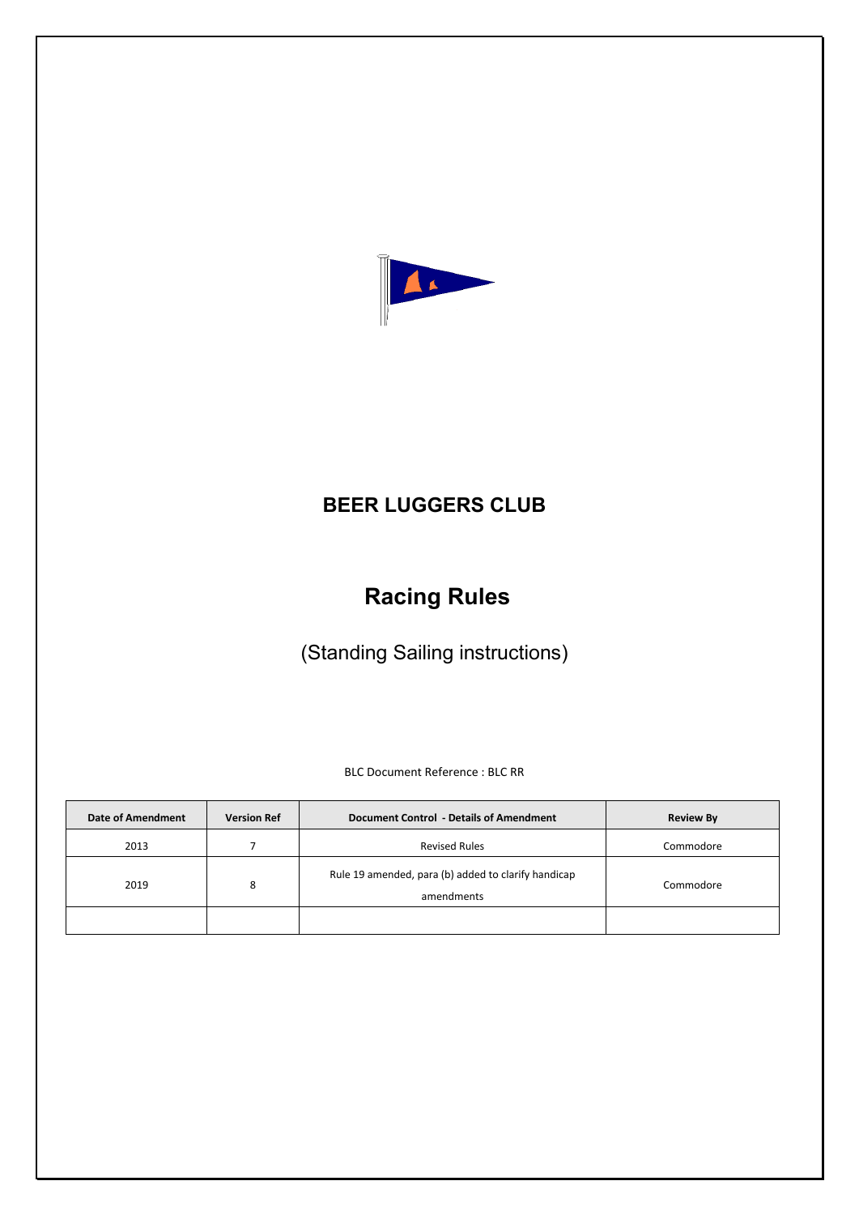# BEER LUGGERS CLUB

# Racing Rules

(Standing Sailing instructions)

BLC Document Reference : BLC RR

| Date of Amendment | Version Ref | Document Control - Details of Amendment | Review By |
|---|---|---|---|
| 2013 | 7 | Revised Rules | Commodore |
| 2019 | 8 | Rule 19 amended, para (b) added to clarify handicap amendments | Commodore |
| | | | |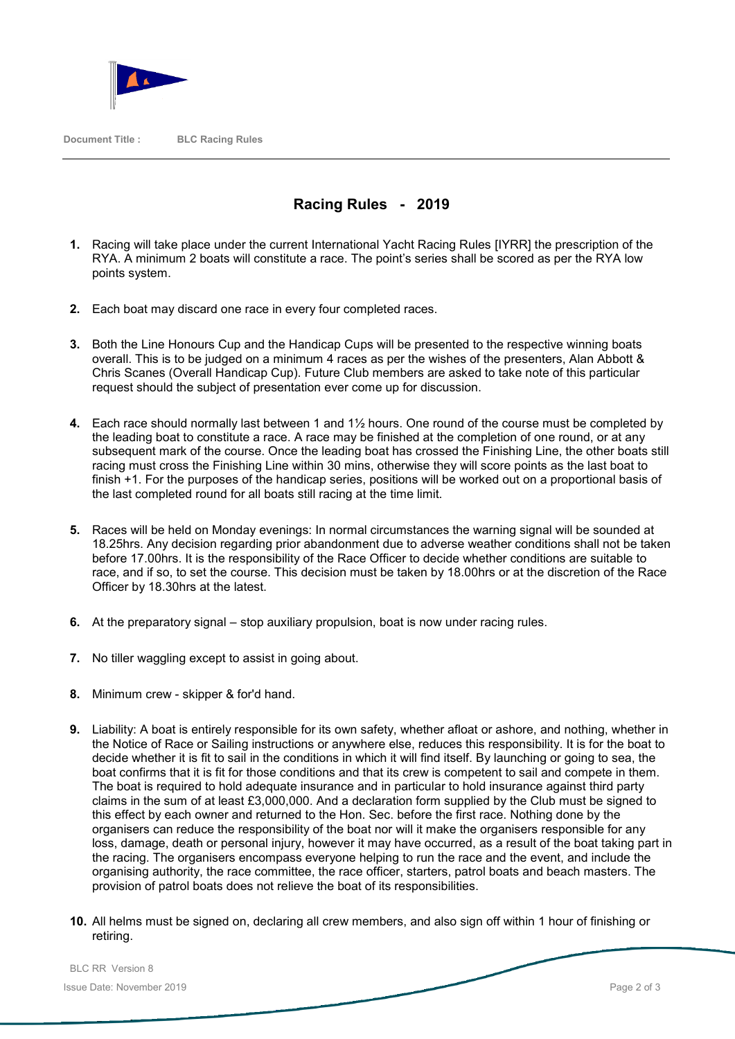# Racing Rules - 2019

1. Racing will take place under the current International Yacht Racing Rules [IYRR] the prescription of the RYA. A minimum 2 boats will constitute a race. The point's series shall be scored as per the RYA low points system.

2. Each boat may discard one race in every four completed races.

3. Both the Line Honours Cup and the Handicap Cups will be presented to the respective winning boats overall. This is to be judged on a minimum 4 races as per the wishes of the presenters, Alan Abbott & Chris Scanes (Overall Handicap Cup). Future Club members are asked to take note of this particular request should the subject of presentation ever come up for discussion.

4. Each race should normally last between 1 and 1½ hours. One round of the course must be completed by the leading boat to constitute a race. A race may be finished at the completion of one round, or at any subsequent mark of the course. Once the leading boat has crossed the Finishing Line, the other boats still racing must cross the Finishing Line within 30 mins, otherwise they will score points as the last boat to finish +1. For the purposes of the handicap series, positions will be worked out on a proportional basis of the last completed round for all boats still racing at the time limit.

5. Races will be held on Monday evenings: In normal circumstances the warning signal will be sounded at 18.25hrs. Any decision regarding prior abandonment due to adverse weather conditions shall not be taken before 17.00hrs. It is the responsibility of the Race Officer to decide whether conditions are suitable to race, and if so, to set the course. This decision must be taken by 18.00hrs or at the discretion of the Race Officer by 18.30hrs at the latest.

6. At the preparatory signal – stop auxiliary propulsion, boat is now under racing rules.

7. No tiller waggling except to assist in going about.

8. Minimum crew - skipper & for'd hand.

9. Liability: A boat is entirely responsible for its own safety, whether afloat or ashore, and nothing, whether in the Notice of Race or Sailing instructions or anywhere else, reduces this responsibility. It is for the boat to decide whether it is fit to sail in the conditions in which it will find itself. By launching or going to sea, the boat confirms that it is fit for those conditions and that its crew is competent to sail and compete in them. The boat is required to hold adequate insurance and in particular to hold insurance against third party claims in the sum of at least £3,000,000. And a declaration form supplied by the Club must be signed to this effect by each owner and returned to the Hon. Sec. before the first race. Nothing done by the organisers can reduce the responsibility of the boat nor will it make the organisers responsible for any loss, damage, death or personal injury, however it may have occurred, as a result of the boat taking part in the racing. The organisers encompass everyone helping to run the race and the event, and include the organising authority, the race committee, the race officer, starters, patrol boats and beach masters. The provision of patrol boats does not relieve the boat of its responsibilities.

10. All helms must be signed on, declaring all crew members, and also sign off within 1 hour of finishing or retiring.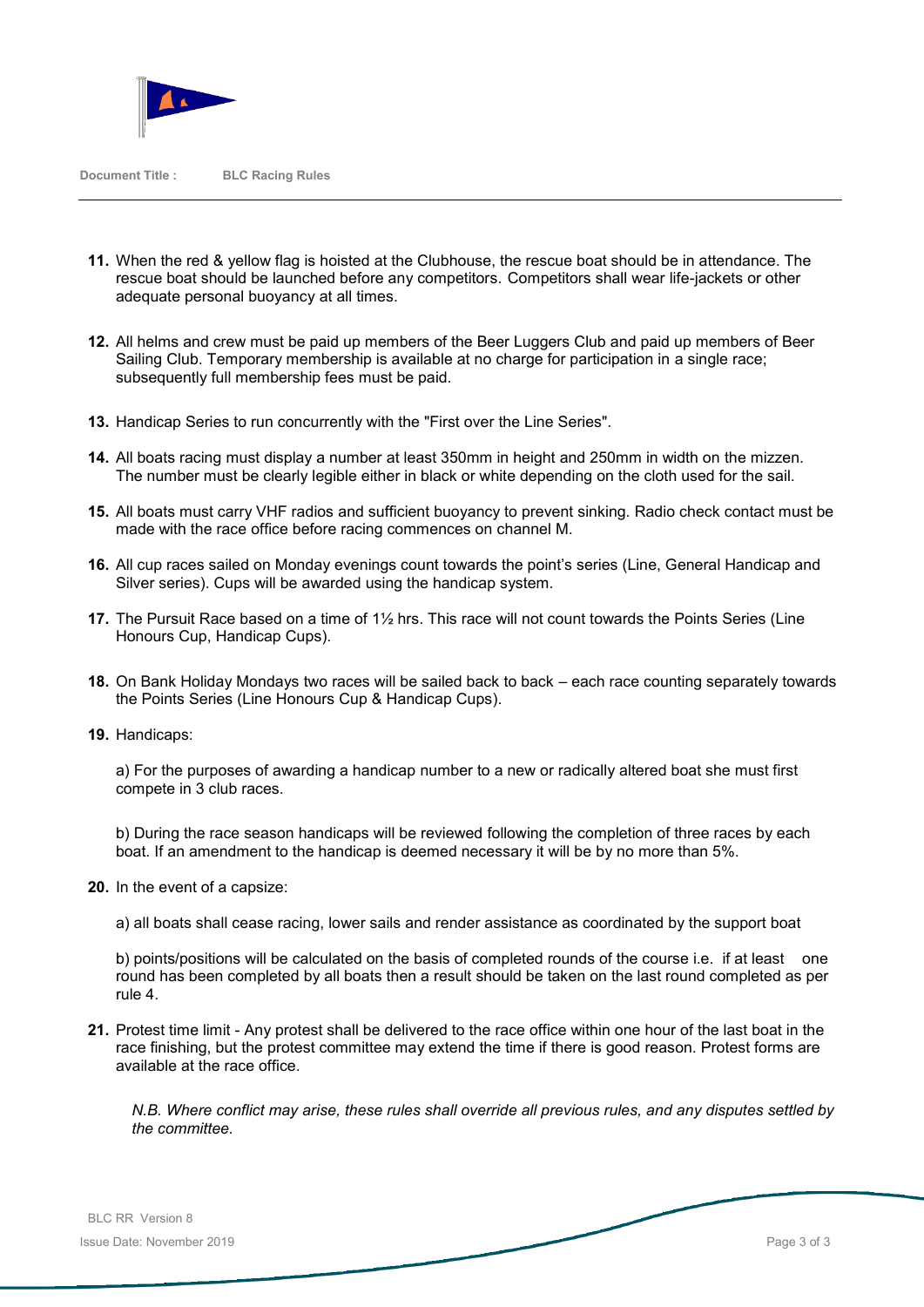11. When the red & yellow flag is hoisted at the Clubhouse, the rescue boat should be in attendance. The rescue boat should be launched before any competitors. Competitors shall wear life-jackets or other adequate personal buoyancy at all times.

12. All helms and crew must be paid up members of the Beer Luggers Club and paid up members of Beer Sailing Club. Temporary membership is available at no charge for participation in a single race; subsequently full membership fees must be paid.

13. Handicap Series to run concurrently with the "First over the Line Series".

14. All boats racing must display a number at least 350mm in height and 250mm in width on the mizzen. The number must be clearly legible either in black or white depending on the cloth used for the sail.

15. All boats must carry VHF radios and sufficient buoyancy to prevent sinking. Radio check contact must be made with the race office before racing commences on channel M.

16. All cup races sailed on Monday evenings count towards the point's series (Line, General Handicap and Silver series). Cups will be awarded using the handicap system.

17. The Pursuit Race based on a time of 1½ hrs. This race will not count towards the Points Series (Line Honours Cup, Handicap Cups).

18. On Bank Holiday Mondays two races will be sailed back to back – each race counting separately towards the Points Series (Line Honours Cup & Handicap Cups).

19. Handicaps:

    a) For the purposes of awarding a handicap number to a new or radically altered boat she must first compete in 3 club races.

    b) During the race season handicaps will be reviewed following the completion of three races by each boat. If an amendment to the handicap is deemed necessary it will be by no more than 5%.

20. In the event of a capsize:

    a) all boats shall cease racing, lower sails and render assistance as coordinated by the support boat

    b) points/positions will be calculated on the basis of completed rounds of the course i.e. if at least one round has been completed by all boats then a result should be taken on the last round completed as per rule 4.

21. Protest time limit - Any protest shall be delivered to the race office within one hour of the last boat in the race finishing, but the protest committee may extend the time if there is good reason. Protest forms are available at the race office.

*N.B. Where conflict may arise, these rules shall override all previous rules, and any disputes settled by the committee.*